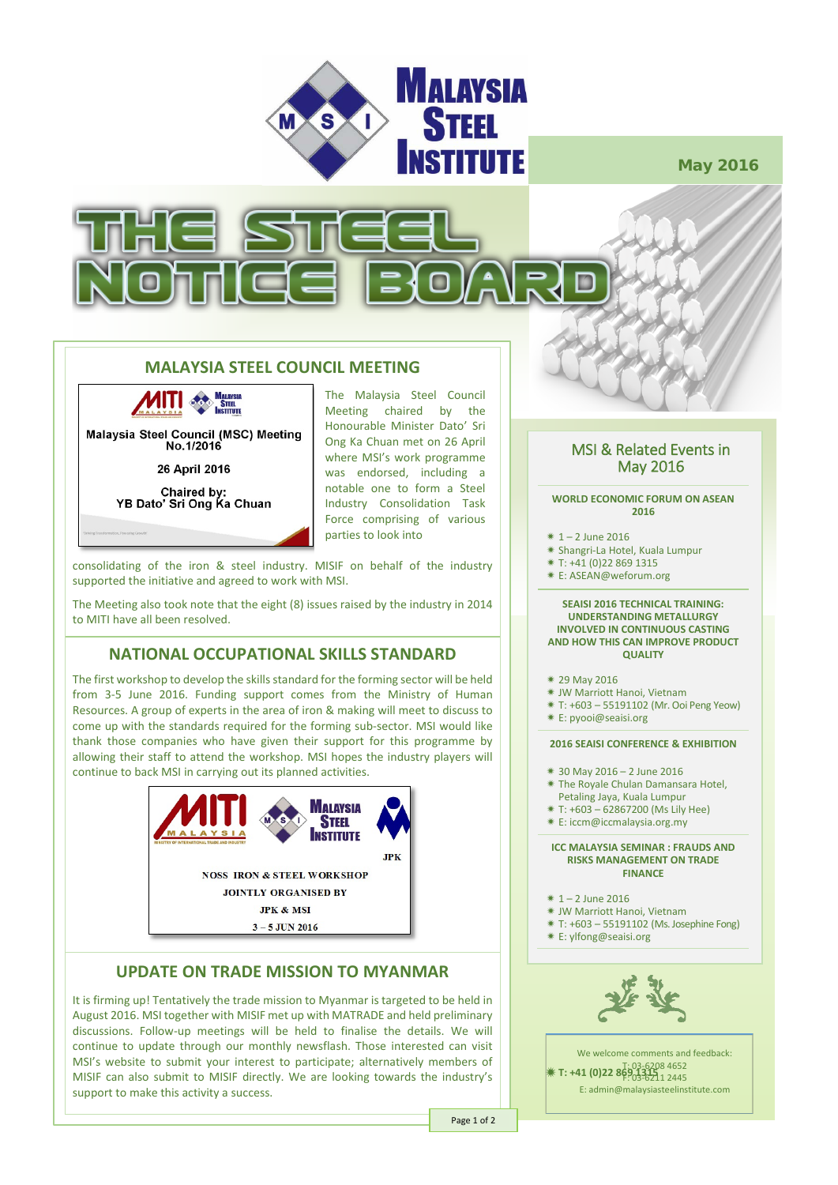# MALAYSIA STEEL INSTITUTE

May 2016

# THE STEEL NOTICE BOARD

## MALAYSIA STEEL COUNCIL MEETING

Malaysia Steel Council (MSC) Meeting No.1/2016

26 April 2016

Chaired by:
YB Dato' Sri Ong Ka Chuan

The Malaysia Steel Council Meeting chaired by the Honourable Minister Dato' Sri Ong Ka Chuan met on 26 April where MSI's work programme was endorsed, including a notable one to form a Steel Industry Consolidation Task Force comprising of various parties to look into consolidating of the iron & steel industry. MISIF on behalf of the industry supported the initiative and agreed to work with MSI.

The Meeting also took note that the eight (8) issues raised by the industry in 2014 to MITI have all been resolved.

## NATIONAL OCCUPATIONAL SKILLS STANDARD

The first workshop to develop the skills standard for the forming sector will be held from 3-5 June 2016. Funding support comes from the Ministry of Human Resources. A group of experts in the area of iron & making will meet to discuss to come up with the standards required for the forming sub-sector. MSI would like thank those companies who have given their support for this programme by allowing their staff to attend the workshop. MSI hopes the industry players will continue to back MSI in carrying out its planned activities.

NOSS IRON & STEEL WORKSHOP
JOINTLY ORGANISED BY
JPK & MSI
3 – 5 JUN 2016

## UPDATE ON TRADE MISSION TO MYANMAR

It is firming up! Tentatively the trade mission to Myanmar is targeted to be held in August 2016. MSI together with MISIF met up with MATRADE and held preliminary discussions. Follow-up meetings will be held to finalise the details. We will continue to update through our monthly newsflash. Those interested can visit MSI's website to submit your interest to participate; alternatively members of MISIF can also submit to MISIF directly. We are looking towards the industry's support to make this activity a success.

## MSI & Related Events in May 2016

**WORLD ECONOMIC FORUM ON ASEAN 2016**

- 1 – 2 June 2016
- Shangri-La Hotel, Kuala Lumpur
- T: +41 (0)22 869 1315
- E: ASEAN@weforum.org

**SEAISI 2016 TECHNICAL TRAINING: UNDERSTANDING METALLURGY INVOLVED IN CONTINUOUS CASTING AND HOW THIS CAN IMPROVE PRODUCT QUALITY**

- 29 May 2016
- JW Marriott Hanoi, Vietnam
- T: +603 – 55191102 (Mr. Ooi Peng Yeow)
- E: pyooi@seaisi.org

**2016 SEAISI CONFERENCE & EXHIBITION**

- 30 May 2016 – 2 June 2016
- The Royale Chulan Damansara Hotel, Petaling Jaya, Kuala Lumpur
- T: +603 – 62867200 (Ms Lily Hee)
- E: iccm@iccmalaysia.org.my

**ICC MALAYSIA SEMINAR : FRAUDS AND RISKS MANAGEMENT ON TRADE FINANCE**

- 1 – 2 June 2016
- JW Marriott Hanoi, Vietnam
- T: +603 – 55191102 (Ms. Josephine Fong)
- E: ylfong@seaisi.org

We welcome comments and feedback:
T: 03-6208 4652
F: 03-6211 2445
E: admin@malaysiasteelinstitute.com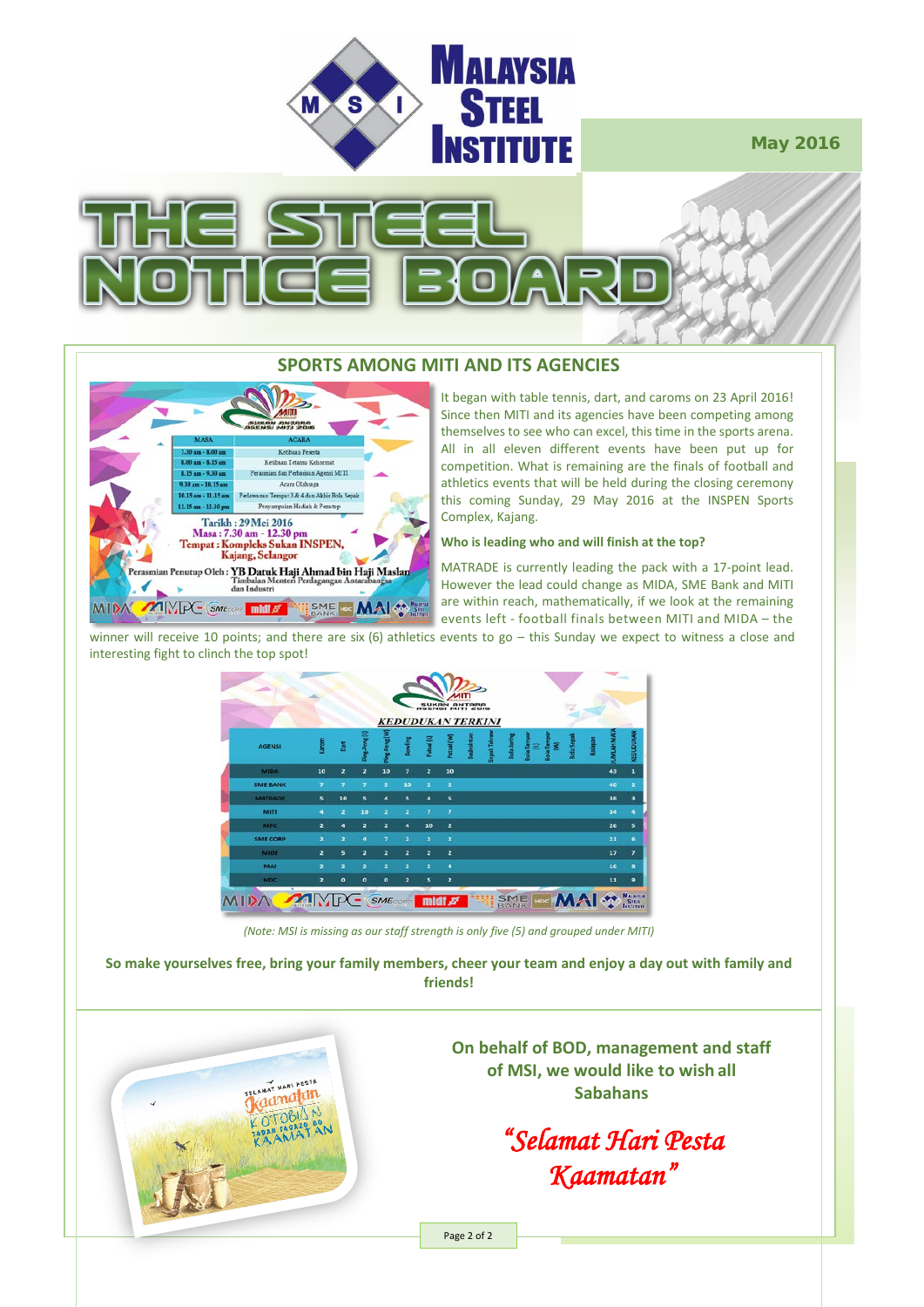# Malaysia Steel Institute

May 2016

# THE STEEL NOTICE BOARD

## SPORTS AMONG MITI AND ITS AGENCIES

It began with table tennis, dart, and caroms on 23 April 2016! Since then MITI and its agencies have been competing among themselves to see who can excel, this time in the sports arena. All in all eleven different events have been put up for competition. What is remaining are the finals of football and athletics events that will be held during the closing ceremony this coming Sunday, 29 May 2016 at the INSPEN Sports Complex, Kajang.

**Who is leading who and will finish at the top?**

MATRADE is currently leading the pack with a 17-point lead. However the lead could change as MIDA, SME Bank and MITI are within reach, mathematically, if we look at the remaining events left - football finals between MITI and MIDA – the winner will receive 10 points; and there are six (6) athletics events to go – this Sunday we expect to witness a close and interesting fight to clinch the top spot!

*(Note: MSI is missing as our staff strength is only five (5) and grouped under MITI)*

**So make yourselves free, bring your family members, cheer your team and enjoy a day out with family and friends!**

**On behalf of BOD, management and staff of MSI, we would like to wish all Sabahans**

***"Selamat Hari Pesta Kaamatan"***